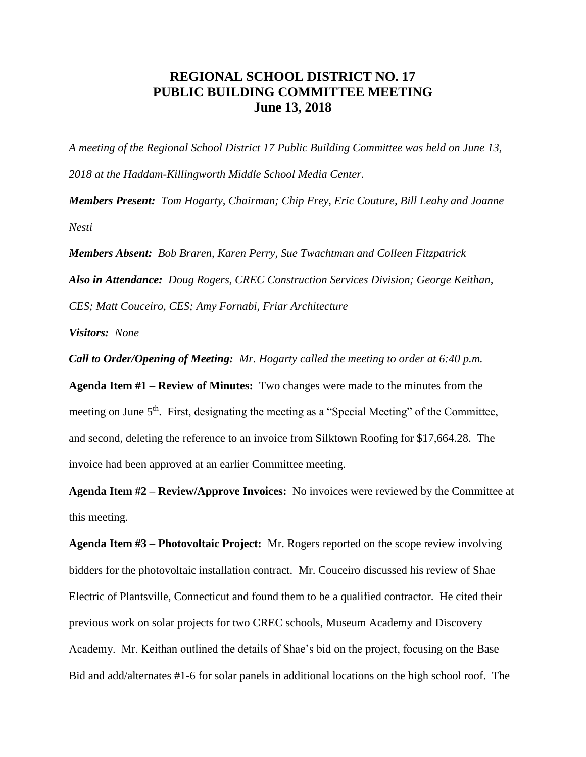# REGIONAL SCHOOL DISTRICT NO. 17
# PUBLIC BUILDING COMMITTEE MEETING
# June 13, 2018

*A meeting of the Regional School District 17 Public Building Committee was held on June 13, 2018 at the Haddam-Killingworth Middle School Media Center.*

***Members Present:*** *Tom Hogarty, Chairman; Chip Frey, Eric Couture, Bill Leahy and Joanne Nesti*

***Members Absent:*** *Bob Braren, Karen Perry, Sue Twachtman and Colleen Fitzpatrick*

***Also in Attendance:*** *Doug Rogers, CREC Construction Services Division; George Keithan, CES; Matt Couceiro, CES; Amy Fornabi, Friar Architecture*

***Visitors:*** *None*

***Call to Order/Opening of Meeting:*** *Mr. Hogarty called the meeting to order at 6:40 p.m.*

**Agenda Item #1 – Review of Minutes:** Two changes were made to the minutes from the meeting on June 5th. First, designating the meeting as a "Special Meeting" of the Committee, and second, deleting the reference to an invoice from Silktown Roofing for $17,664.28. The invoice had been approved at an earlier Committee meeting.

**Agenda Item #2 – Review/Approve Invoices:** No invoices were reviewed by the Committee at this meeting.

**Agenda Item #3 – Photovoltaic Project:** Mr. Rogers reported on the scope review involving bidders for the photovoltaic installation contract. Mr. Couceiro discussed his review of Shae Electric of Plantsville, Connecticut and found them to be a qualified contractor. He cited their previous work on solar projects for two CREC schools, Museum Academy and Discovery Academy. Mr. Keithan outlined the details of Shae's bid on the project, focusing on the Base Bid and add/alternates #1-6 for solar panels in additional locations on the high school roof. The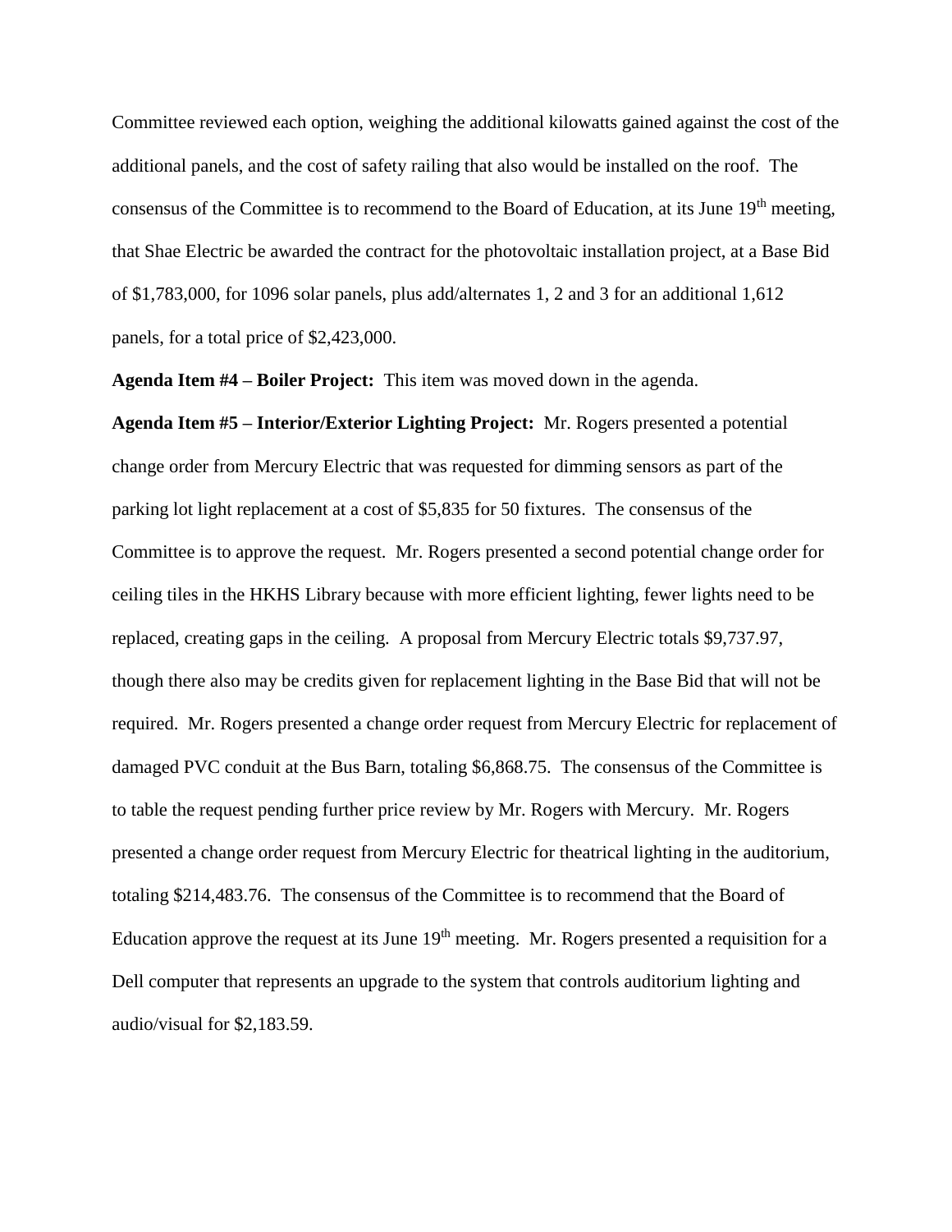Committee reviewed each option, weighing the additional kilowatts gained against the cost of the additional panels, and the cost of safety railing that also would be installed on the roof. The consensus of the Committee is to recommend to the Board of Education, at its June 19th meeting, that Shae Electric be awarded the contract for the photovoltaic installation project, at a Base Bid of $1,783,000, for 1096 solar panels, plus add/alternates 1, 2 and 3 for an additional 1,612 panels, for a total price of $2,423,000.

**Agenda Item #4 – Boiler Project:** This item was moved down in the agenda.

**Agenda Item #5 – Interior/Exterior Lighting Project:** Mr. Rogers presented a potential change order from Mercury Electric that was requested for dimming sensors as part of the parking lot light replacement at a cost of $5,835 for 50 fixtures. The consensus of the Committee is to approve the request. Mr. Rogers presented a second potential change order for ceiling tiles in the HKHS Library because with more efficient lighting, fewer lights need to be replaced, creating gaps in the ceiling. A proposal from Mercury Electric totals $9,737.97, though there also may be credits given for replacement lighting in the Base Bid that will not be required. Mr. Rogers presented a change order request from Mercury Electric for replacement of damaged PVC conduit at the Bus Barn, totaling $6,868.75. The consensus of the Committee is to table the request pending further price review by Mr. Rogers with Mercury. Mr. Rogers presented a change order request from Mercury Electric for theatrical lighting in the auditorium, totaling $214,483.76. The consensus of the Committee is to recommend that the Board of Education approve the request at its June 19th meeting. Mr. Rogers presented a requisition for a Dell computer that represents an upgrade to the system that controls auditorium lighting and audio/visual for $2,183.59.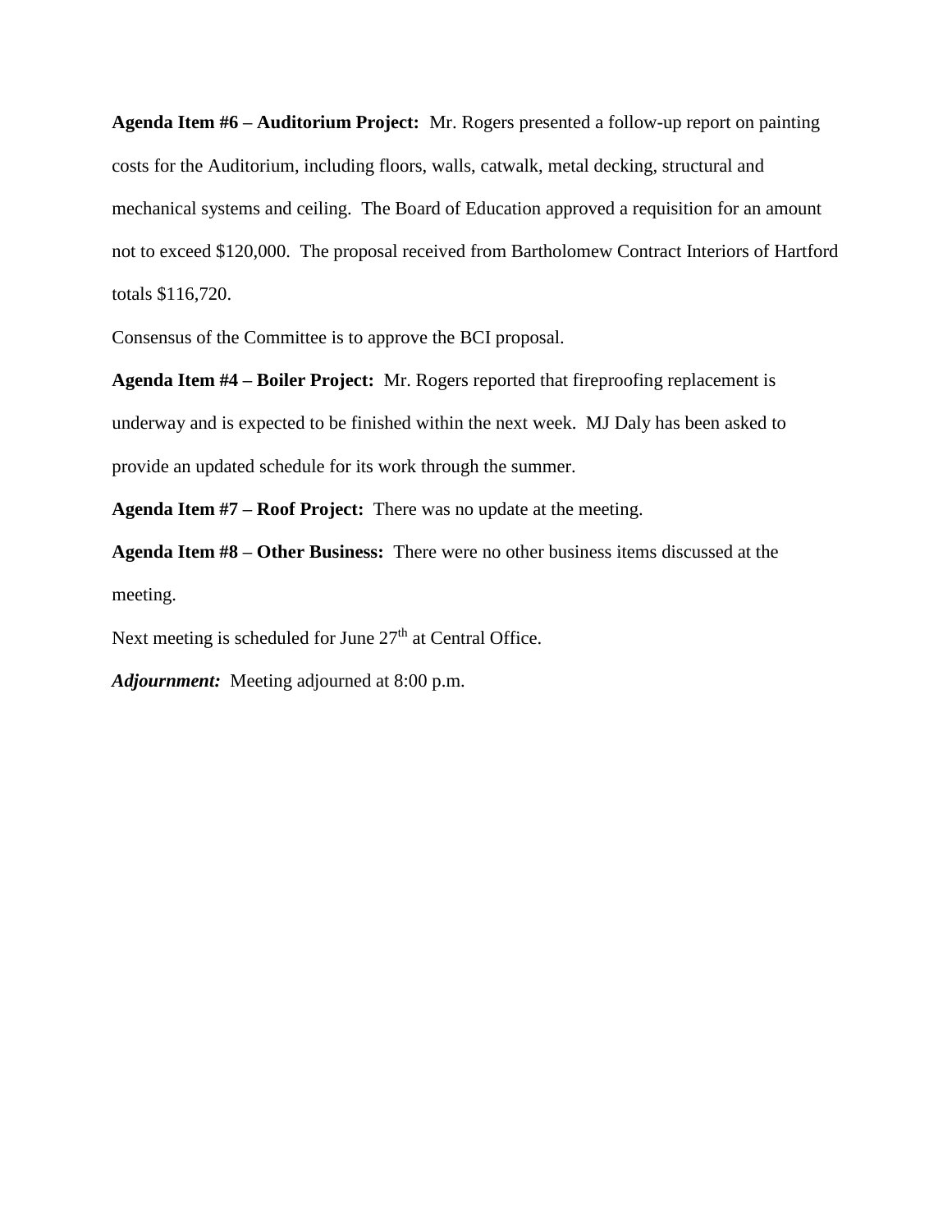**Agenda Item #6 – Auditorium Project:** Mr. Rogers presented a follow-up report on painting costs for the Auditorium, including floors, walls, catwalk, metal decking, structural and mechanical systems and ceiling. The Board of Education approved a requisition for an amount not to exceed $120,000. The proposal received from Bartholomew Contract Interiors of Hartford totals $116,720.

Consensus of the Committee is to approve the BCI proposal.

**Agenda Item #4 – Boiler Project:** Mr. Rogers reported that fireproofing replacement is underway and is expected to be finished within the next week. MJ Daly has been asked to provide an updated schedule for its work through the summer.

**Agenda Item #7 – Roof Project:** There was no update at the meeting.

**Agenda Item #8 – Other Business:** There were no other business items discussed at the meeting.

Next meeting is scheduled for June 27th at Central Office.

***Adjournment:*** Meeting adjourned at 8:00 p.m.